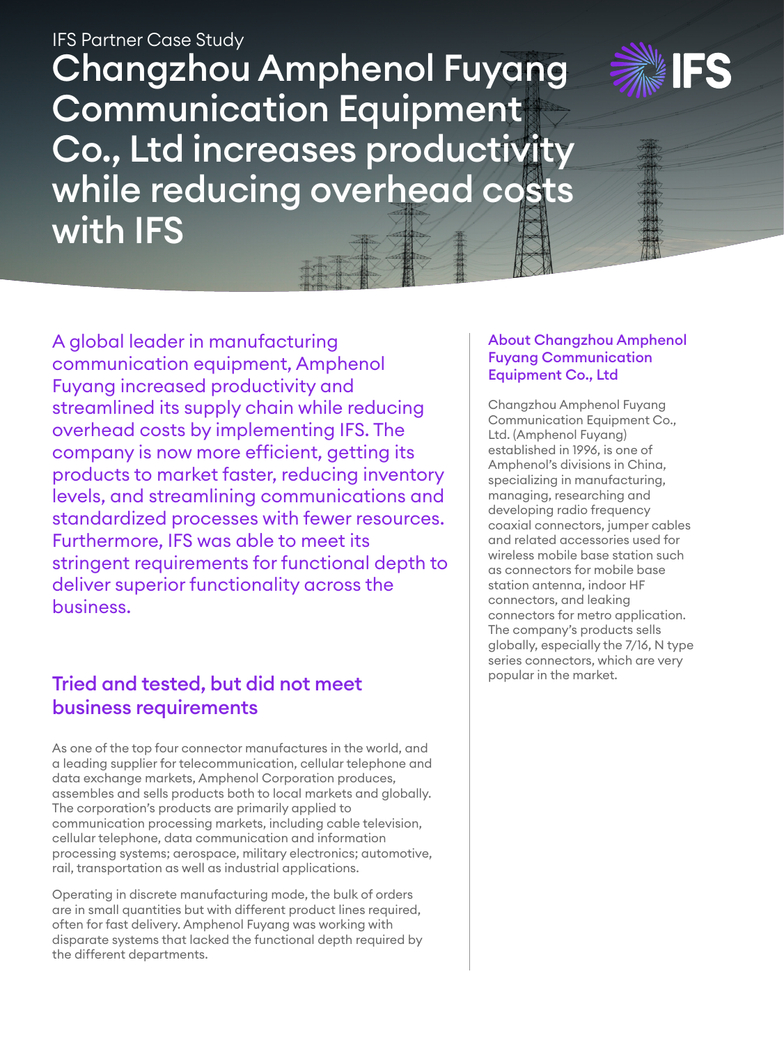IFS Partner Case Study

# Changzhou Amphenol Fuyang Communication Equipment Co., Ltd increases productivity while reducing overhead costs with IFS

A global leader in manufacturing communication equipment, Amphenol Fuyang increased productivity and streamlined its supply chain while reducing overhead costs by implementing IFS. The company is now more efficient, getting its products to market faster, reducing inventory levels, and streamlining communications and standardized processes with fewer resources. Furthermore, IFS was able to meet its stringent requirements for functional depth to deliver superior functionality across the business.

## Tried and tested, but did not meet business requirements

As one of the top four connector manufactures in the world, and a leading supplier for telecommunication, cellular telephone and data exchange markets, Amphenol Corporation produces, assembles and sells products both to local markets and globally. The corporation's products are primarily applied to communication processing markets, including cable television, cellular telephone, data communication and information processing systems; aerospace, military electronics; automotive, rail, transportation as well as industrial applications.

Operating in discrete manufacturing mode, the bulk of orders are in small quantities but with different product lines required, often for fast delivery. Amphenol Fuyang was working with disparate systems that lacked the functional depth required by the different departments.

### About Changzhou Amphenol Fuyang Communication Equipment Co., Ltd

Changzhou Amphenol Fuyang Communication Equipment Co., Ltd. (Amphenol Fuyang) established in 1996, is one of Amphenol's divisions in China, specializing in manufacturing, managing, researching and developing radio frequency coaxial connectors, jumper cables and related accessories used for wireless mobile base station such as connectors for mobile base station antenna, indoor HF connectors, and leaking connectors for metro application. The company's products sells globally, especially the 7/16, N type series connectors, which are very popular in the market.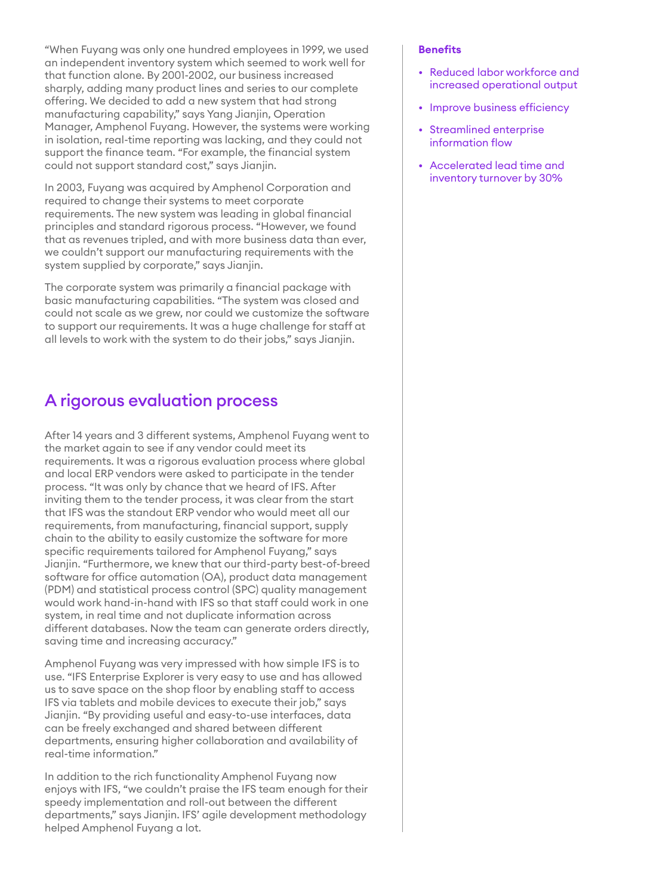"When Fuyang was only one hundred employees in 1999, we used an independent inventory system which seemed to work well for that function alone. By 2001-2002, our business increased sharply, adding many product lines and series to our complete offering. We decided to add a new system that had strong manufacturing capability," says Yang Jianjin, Operation Manager, Amphenol Fuyang. However, the systems were working in isolation, real-time reporting was lacking, and they could not support the finance team. "For example, the financial system could not support standard cost," says Jianjin.

In 2003, Fuyang was acquired by Amphenol Corporation and required to change their systems to meet corporate requirements. The new system was leading in global financial principles and standard rigorous process. "However, we found that as revenues tripled, and with more business data than ever, we couldn't support our manufacturing requirements with the system supplied by corporate," says Jianjin.

The corporate system was primarily a financial package with basic manufacturing capabilities. "The system was closed and could not scale as we grew, nor could we customize the software to support our requirements. It was a huge challenge for staff at all levels to work with the system to do their jobs," says Jianjin.

## A rigorous evaluation process

After 14 years and 3 different systems, Amphenol Fuyang went to the market again to see if any vendor could meet its requirements. It was a rigorous evaluation process where global and local ERP vendors were asked to participate in the tender process. "It was only by chance that we heard of IFS. After inviting them to the tender process, it was clear from the start that IFS was the standout ERP vendor who would meet all our requirements, from manufacturing, financial support, supply chain to the ability to easily customize the software for more specific requirements tailored for Amphenol Fuyang," says Jianjin. "Furthermore, we knew that our third-party best-of-breed software for office automation (OA), product data management (PDM) and statistical process control (SPC) quality management would work hand-in-hand with IFS so that staff could work in one system, in real time and not duplicate information across different databases. Now the team can generate orders directly, saving time and increasing accuracy."

Amphenol Fuyang was very impressed with how simple IFS is to use. "IFS Enterprise Explorer is very easy to use and has allowed us to save space on the shop floor by enabling staff to access IFS via tablets and mobile devices to execute their job," says Jianjin. "By providing useful and easy-to-use interfaces, data can be freely exchanged and shared between different departments, ensuring higher collaboration and availability of real-time information."

In addition to the rich functionality Amphenol Fuyang now enjoys with IFS, "we couldn't praise the IFS team enough for their speedy implementation and roll-out between the different departments," says Jianjin. IFS' agile development methodology helped Amphenol Fuyang a lot.

**Benefits**

- Reduced labor workforce and increased operational output
- Improve business efficiency
- Streamlined enterprise information flow
- Accelerated lead time and inventory turnover by 30%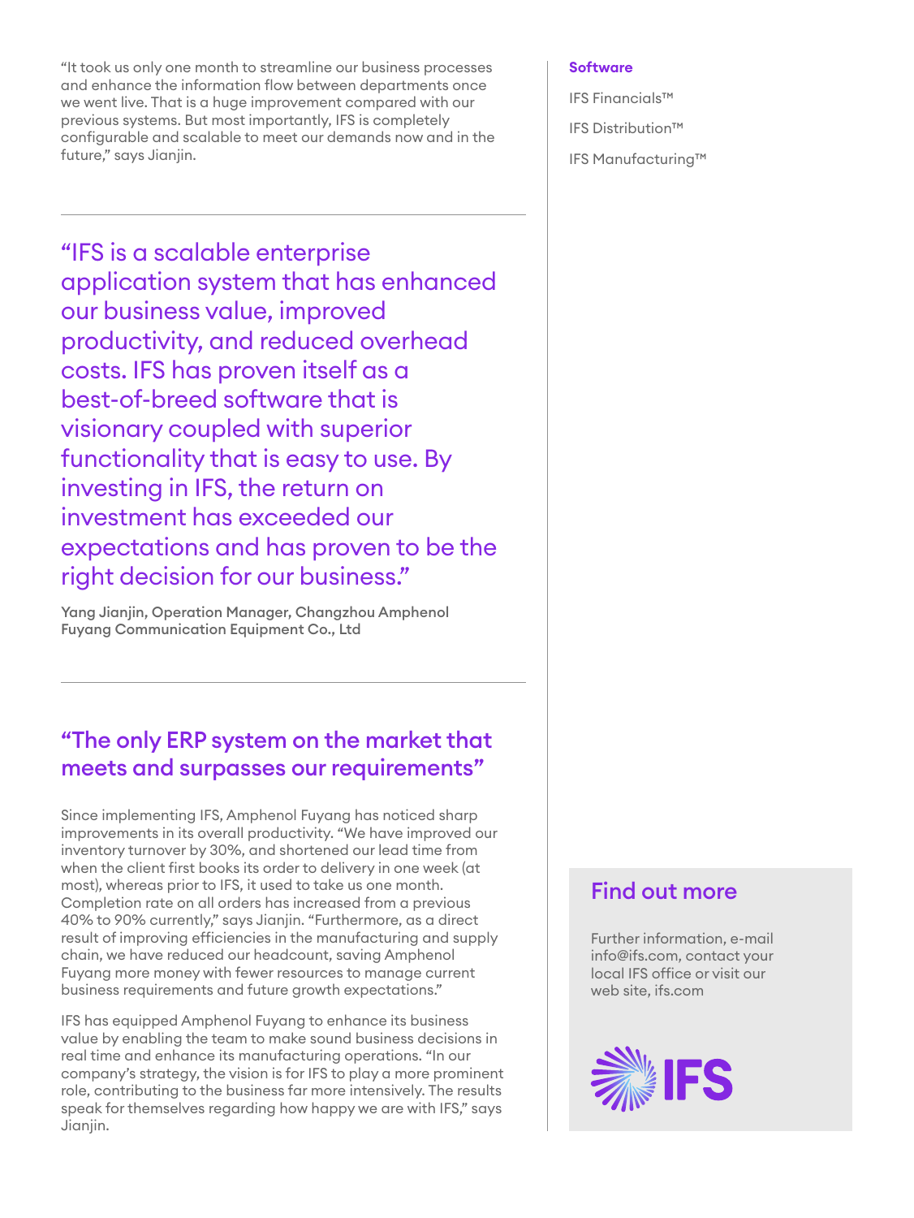"It took us only one month to streamline our business processes and enhance the information flow between departments once we went live. That is a huge improvement compared with our previous systems. But most importantly, IFS is completely configurable and scalable to meet our demands now and in the future," says Jianjin.

---

> "IFS is a scalable enterprise application system that has enhanced our business value, improved productivity, and reduced overhead costs. IFS has proven itself as a best-of-breed software that is visionary coupled with superior functionality that is easy to use. By investing in IFS, the return on investment has exceeded our expectations and has proven to be the right decision for our business."

**Yang Jianjin, Operation Manager, Changzhou Amphenol Fuyang Communication Equipment Co., Ltd**

---

## "The only ERP system on the market that meets and surpasses our requirements"

Since implementing IFS, Amphenol Fuyang has noticed sharp improvements in its overall productivity. "We have improved our inventory turnover by 30%, and shortened our lead time from when the client first books its order to delivery in one week (at most), whereas prior to IFS, it used to take us one month. Completion rate on all orders has increased from a previous 40% to 90% currently," says Jianjin. "Furthermore, as a direct result of improving efficiencies in the manufacturing and supply chain, we have reduced our headcount, saving Amphenol Fuyang more money with fewer resources to manage current business requirements and future growth expectations."

IFS has equipped Amphenol Fuyang to enhance its business value by enabling the team to make sound business decisions in real time and enhance its manufacturing operations. "In our company's strategy, the vision is for IFS to play a more prominent role, contributing to the business far more intensively. The results speak for themselves regarding how happy we are with IFS," says Jianjin.

**Software**

IFS Financials™

IFS Distribution™

IFS Manufacturing™

## Find out more

Further information, e-mail info@ifs.com, contact your local IFS office or visit our web site, ifs.com

IFS